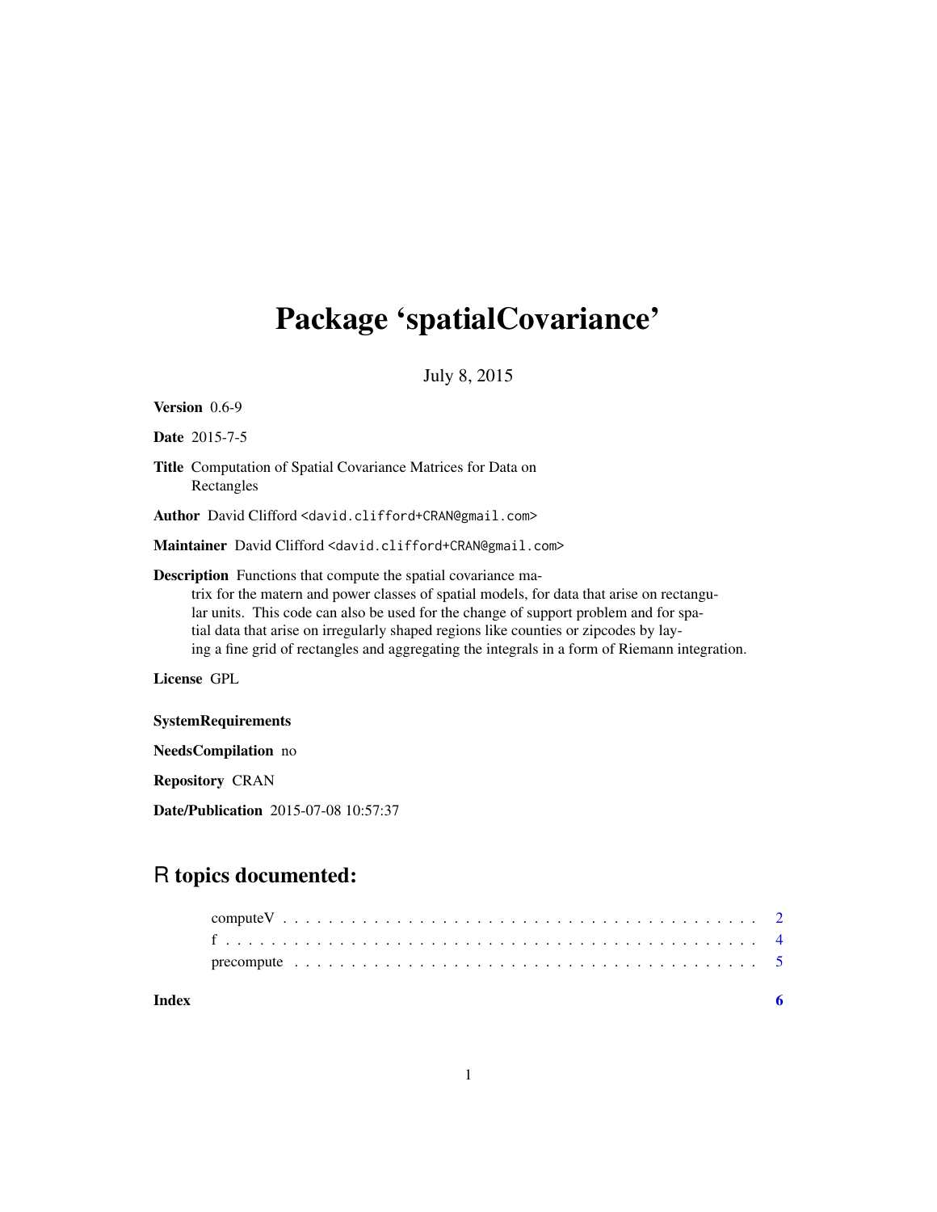# Package 'spatialCovariance'

July 8, 2015

**Version** 0.6-9

**Date** 2015-7-5

**Title** Computation of Spatial Covariance Matrices for Data on Rectangles

**Author** David Clifford <david.clifford+CRAN@gmail.com>

**Maintainer** David Clifford <david.clifford+CRAN@gmail.com>

**Description** Functions that compute the spatial covariance matrix for the matern and power classes of spatial models, for data that arise on rectangular units. This code can also be used for the change of support problem and for spatial data that arise on irregularly shaped regions like counties or zipcodes by laying a fine grid of rectangles and aggregating the integrals in a form of Riemann integration.

**License** GPL

**SystemRequirements**

**NeedsCompilation** no

**Repository** CRAN

**Date/Publication** 2015-07-08 10:57:37

## R topics documented:

computeV . . . . . . . . . . . . . . . . . . . . . . . . . . . . . . . . . . . . . . . . . . 2
f . . . . . . . . . . . . . . . . . . . . . . . . . . . . . . . . . . . . . . . . . . . . . . 4
precompute . . . . . . . . . . . . . . . . . . . . . . . . . . . . . . . . . . . . . . . . 5

**Index** **6**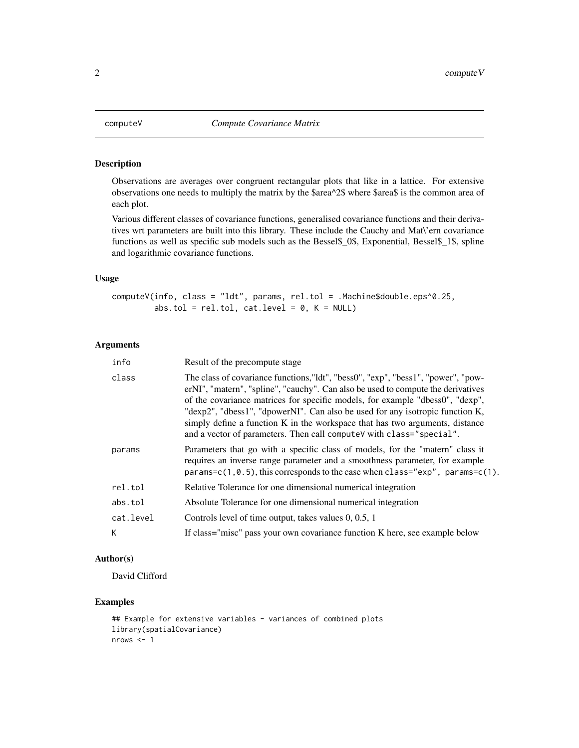# computeV — *Compute Covariance Matrix*

## Description

Observations are averages over congruent rectangular plots that like in a lattice. For extensive observations one needs to multiply the matrix by the $area^2$ where $area$ is the common area of each plot.

Various different classes of covariance functions, generalised covariance functions and their derivatives wrt parameters are built into this library. These include the Cauchy and Mat\'ern covariance functions as well as specific sub models such as the Bessel$_0$, Exponential, Bessel$_1$, spline and logarithmic covariance functions.

## Usage

```
computeV(info, class = "ldt", params, rel.tol = .Machine$double.eps^0.25,
         abs.tol = rel.tol, cat.level = 0, K = NULL)
```

## Arguments

| | |
|---|---|
| info | Result of the precompute stage |
| class | The class of covariance functions,"ldt", "bess0", "exp", "bess1", "power", "powerNI", "matern", "spline", "cauchy". Can also be used to compute the derivatives of the covariance matrices for specific models, for example "dbess0", "dexp", "dexp2", "dbess1", "dpowerNI". Can also be used for any isotropic function K, simply define a function K in the workspace that has two arguments, distance and a vector of parameters. Then call computeV with class="special". |
| params | Parameters that go with a specific class of models, for the "matern" class it requires an inverse range parameter and a smoothness parameter, for example params=c(1,0.5), this corresponds to the case when class="exp", params=c(1). |
| rel.tol | Relative Tolerance for one dimensional numerical integration |
| abs.tol | Absolute Tolerance for one dimensional numerical integration |
| cat.level | Controls level of time output, takes values 0, 0.5, 1 |
| K | If class="misc" pass your own covariance function K here, see example below |

## Author(s)

David Clifford

## Examples

```
## Example for extensive variables - variances of combined plots
library(spatialCovariance)
nrows <- 1
```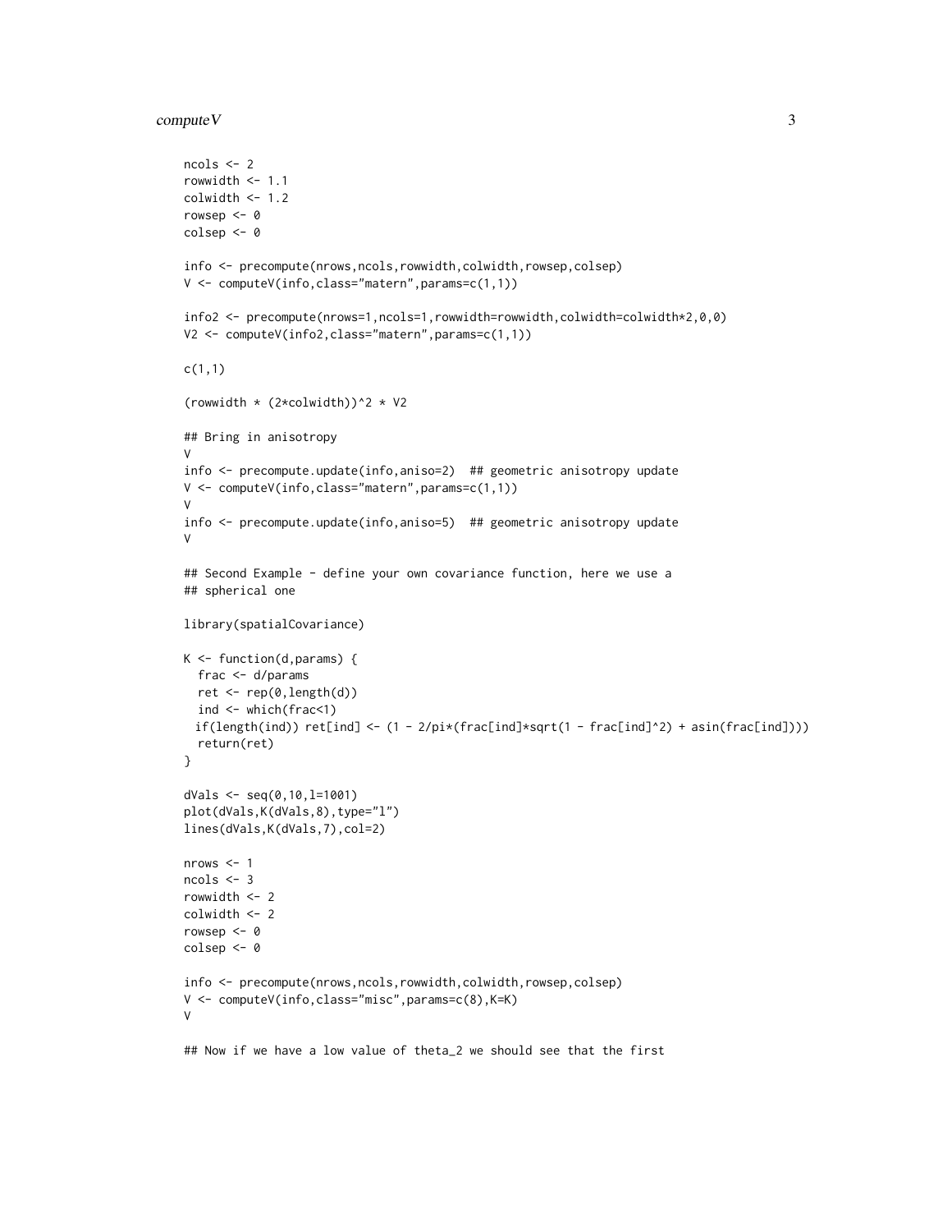```
ncols <- 2
rowwidth <- 1.1
colwidth <- 1.2
rowsep <- 0
colsep <- 0

info <- precompute(nrows,ncols,rowwidth,colwidth,rowsep,colsep)
V <- computeV(info,class="matern",params=c(1,1))

info2 <- precompute(nrows=1,ncols=1,rowwidth=rowwidth,colwidth=colwidth*2,0,0)
V2 <- computeV(info2,class="matern",params=c(1,1))

c(1,1)

(rowwidth * (2*colwidth))^2 * V2

## Bring in anisotropy
V
info <- precompute.update(info,aniso=2)  ## geometric anisotropy update
V <- computeV(info,class="matern",params=c(1,1))
V
info <- precompute.update(info,aniso=5)  ## geometric anisotropy update
V

## Second Example - define your own covariance function, here we use a
## spherical one

library(spatialCovariance)

K <- function(d,params) {
  frac <- d/params
  ret <- rep(0,length(d))
  ind <- which(frac<1)
  if(length(ind)) ret[ind] <- (1 - 2/pi*(frac[ind]*sqrt(1 - frac[ind]^2) + asin(frac[ind])))
  return(ret)
}

dVals <- seq(0,10,l=1001)
plot(dVals,K(dVals,8),type="l")
lines(dVals,K(dVals,7),col=2)

nrows <- 1
ncols <- 3
rowwidth <- 2
colwidth <- 2
rowsep <- 0
colsep <- 0

info <- precompute(nrows,ncols,rowwidth,colwidth,rowsep,colsep)
V <- computeV(info,class="misc",params=c(8),K=K)
V

## Now if we have a low value of theta_2 we should see that the first
```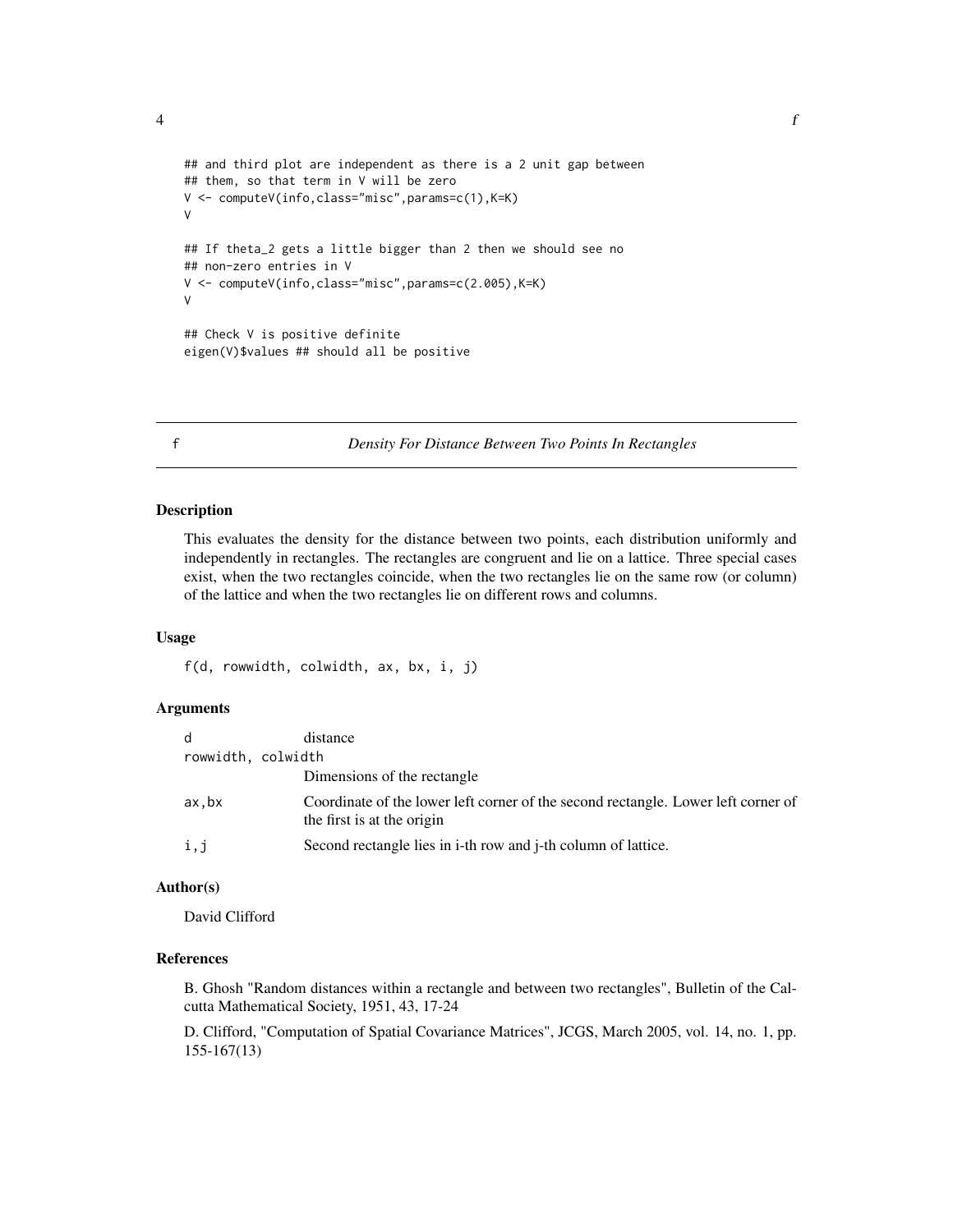```
## and third plot are independent as there is a 2 unit gap between
## them, so that term in V will be zero
V <- computeV(info,class="misc",params=c(1),K=K)
V

## If theta_2 gets a little bigger than 2 then we should see no
## non-zero entries in V
V <- computeV(info,class="misc",params=c(2.005),K=K)
V

## Check V is positive definite
eigen(V)$values ## should all be positive
```

---

f *Density For Distance Between Two Points In Rectangles*

---

### Description

This evaluates the density for the distance between two points, each distribution uniformly and independently in rectangles. The rectangles are congruent and lie on a lattice. Three special cases exist, when the two rectangles coincide, when the two rectangles lie on the same row (or column) of the lattice and when the two rectangles lie on different rows and columns.

### Usage

```
f(d, rowwidth, colwidth, ax, bx, i, j)
```

### Arguments

| | |
|---|---|
| `d` | distance |
| `rowwidth, colwidth` | Dimensions of the rectangle |
| `ax,bx` | Coordinate of the lower left corner of the second rectangle. Lower left corner of the first is at the origin |
| `i,j` | Second rectangle lies in i-th row and j-th column of lattice. |

### Author(s)

David Clifford

### References

B. Ghosh "Random distances within a rectangle and between two rectangles", Bulletin of the Calcutta Mathematical Society, 1951, 43, 17-24

D. Clifford, "Computation of Spatial Covariance Matrices", JCGS, March 2005, vol. 14, no. 1, pp. 155-167(13)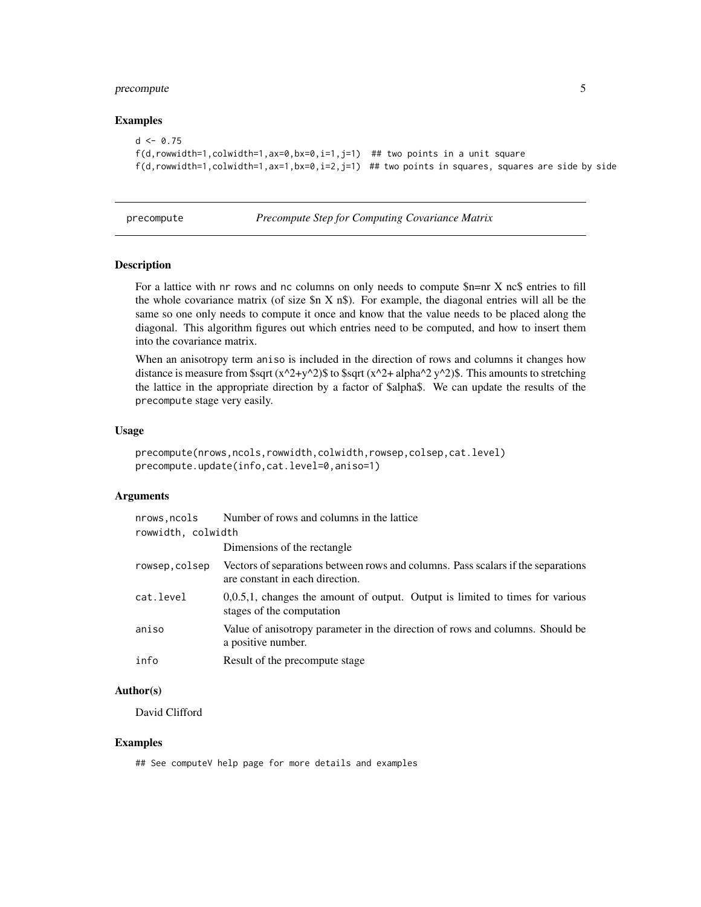### Examples

```
d <- 0.75
f(d,rowwidth=1,colwidth=1,ax=0,bx=0,i=1,j=1)  ## two points in a unit square
f(d,rowwidth=1,colwidth=1,ax=1,bx=0,i=2,j=1)  ## two points in squares, squares are side by side
```

---

## precompute — *Precompute Step for Computing Covariance Matrix*

---

### Description

For a lattice with `nr` rows and `nc` columns on only needs to compute \$n=nr X nc\$ entries to fill the whole covariance matrix (of size \$n X n\$). For example, the diagonal entries will all be the same so one only needs to compute it once and know that the value needs to be placed along the diagonal. This algorithm figures out which entries need to be computed, and how to insert them into the covariance matrix.

When an anisotropy term `aniso` is included in the direction of rows and columns it changes how distance is measure from \$sqrt (x^2+y^2)\$ to \$sqrt (x^2+ alpha^2 y^2)\$. This amounts to stretching the lattice in the appropriate direction by a factor of \$alpha\$. We can update the results of the `precompute` stage very easily.

### Usage

```
precompute(nrows,ncols,rowwidth,colwidth,rowsep,colsep,cat.level)
precompute.update(info,cat.level=0,aniso=1)
```

### Arguments

| | |
|---|---|
| `nrows,ncols` | Number of rows and columns in the lattice |
| `rowwidth, colwidth` | Dimensions of the rectangle |
| `rowsep,colsep` | Vectors of separations between rows and columns. Pass scalars if the separations are constant in each direction. |
| `cat.level` | 0,0.5,1, changes the amount of output. Output is limited to times for various stages of the computation |
| `aniso` | Value of anisotropy parameter in the direction of rows and columns. Should be a positive number. |
| `info` | Result of the precompute stage |

### Author(s)

David Clifford

### Examples

```
## See computeV help page for more details and examples
```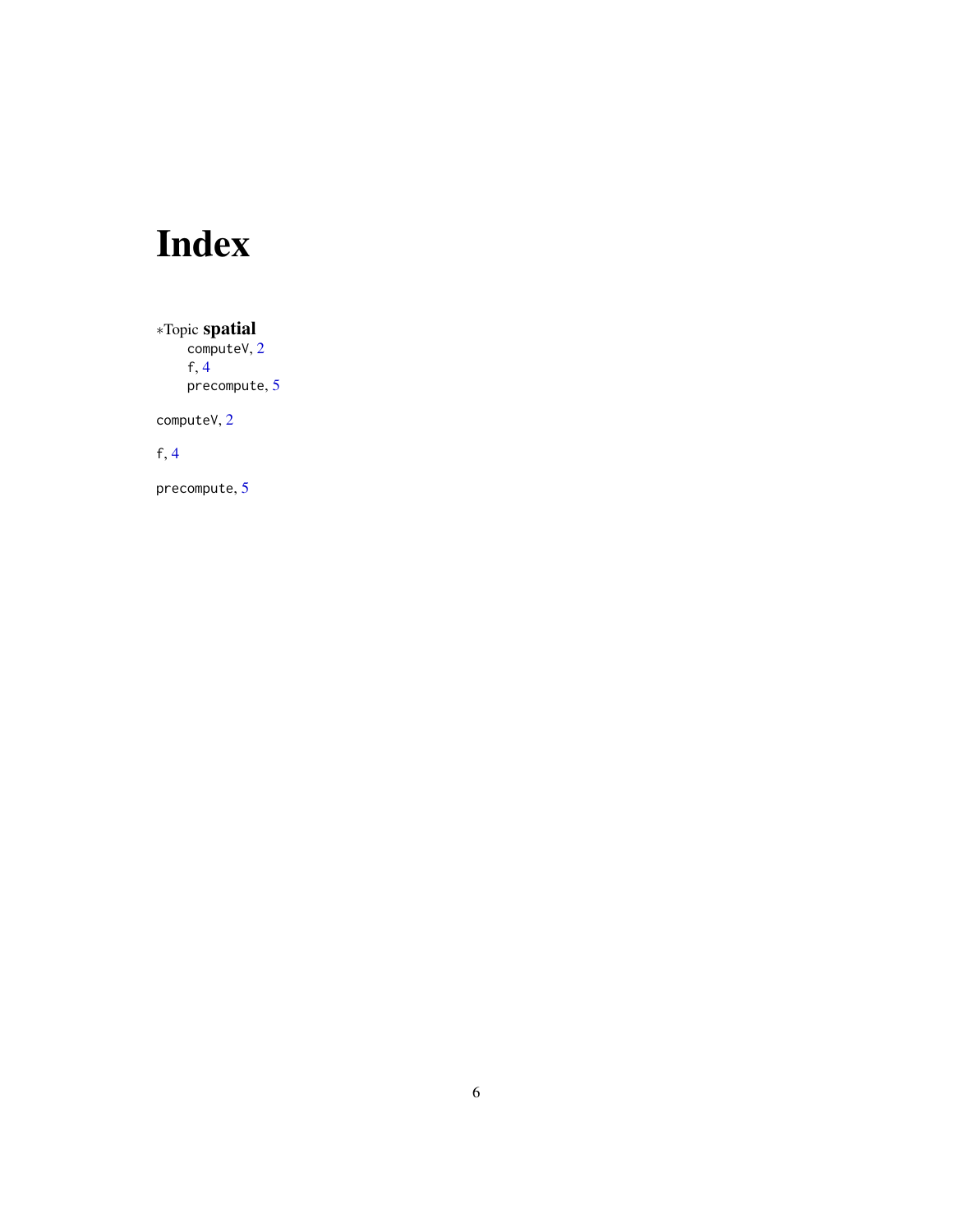# Index

*Topic **spatial**
- computeV, 2
- f, 4
- precompute, 5

computeV, 2

f, 4

precompute, 5